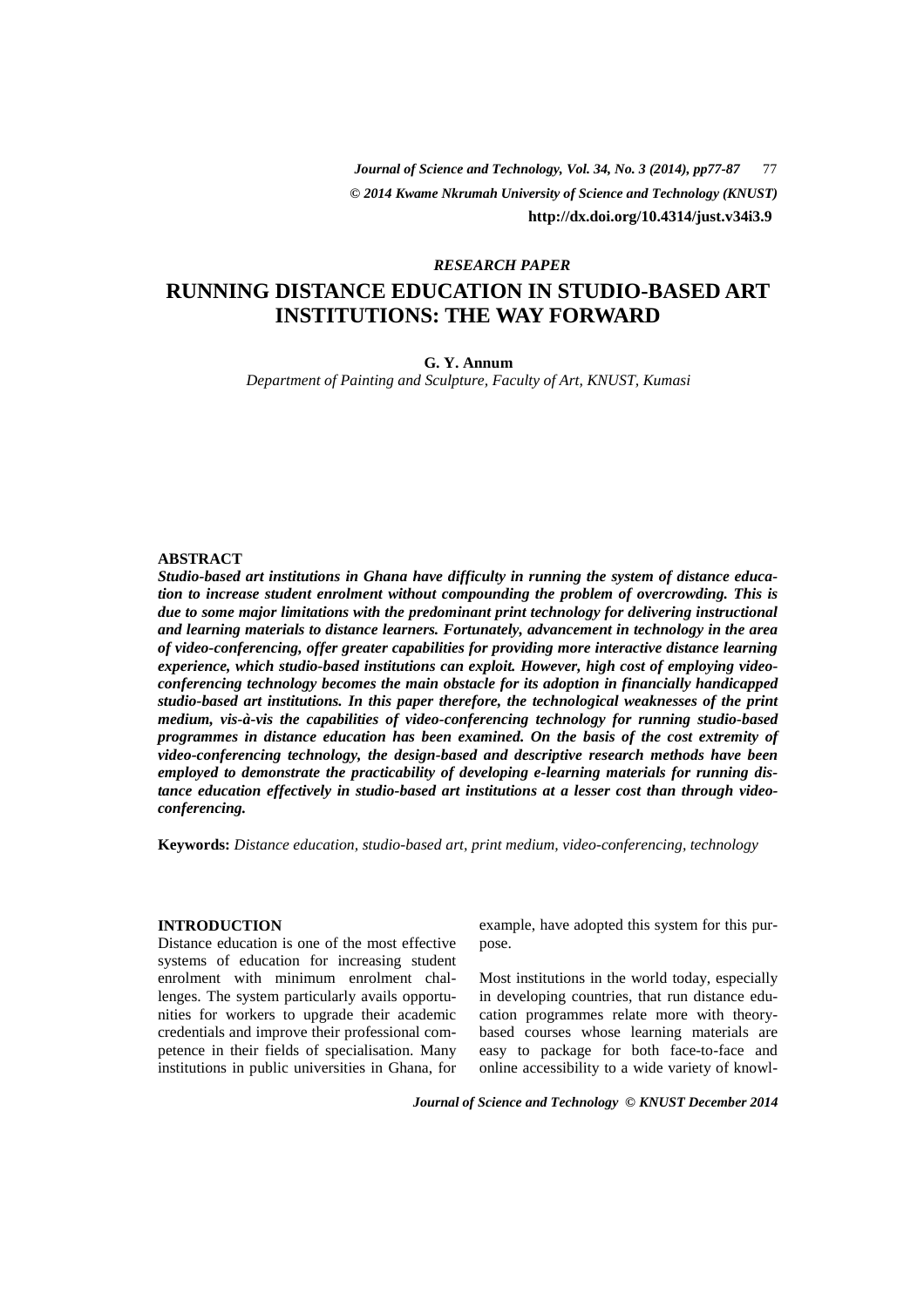*RESEARCH PAPER*

# RUNNING DISTANCE EDUCATION IN STUDIO-BASED ART INSTITUTIONS: THE WAY FORWARD

**G. Y. Annum**

*Department of Painting and Sculpture, Faculty of Art, KNUST, Kumasi*

## ABSTRACT

***Studio-based art institutions in Ghana have difficulty in running the system of distance education to increase student enrolment without compounding the problem of overcrowding. This is due to some major limitations with the predominant print technology for delivering instructional and learning materials to distance learners. Fortunately, advancement in technology in the area of video-conferencing, offer greater capabilities for providing more interactive distance learning experience, which studio-based institutions can exploit. However, high cost of employing video-conferencing technology becomes the main obstacle for its adoption in financially handicapped studio-based art institutions. In this paper therefore, the technological weaknesses of the print medium, vis-à-vis the capabilities of video-conferencing technology for running studio-based programmes in distance education has been examined. On the basis of the cost extremity of video-conferencing technology, the design-based and descriptive research methods have been employed to demonstrate the practicability of developing e-learning materials for running distance education effectively in studio-based art institutions at a lesser cost than through video-conferencing.***

**Keywords:** *Distance education, studio-based art, print medium, video-conferencing, technology*

## INTRODUCTION

Distance education is one of the most effective systems of education for increasing student enrolment with minimum enrolment challenges. The system particularly avails opportunities for workers to upgrade their academic credentials and improve their professional competence in their fields of specialisation. Many institutions in public universities in Ghana, for example, have adopted this system for this purpose.

Most institutions in the world today, especially in developing countries, that run distance education programmes relate more with theory-based courses whose learning materials are easy to package for both face-to-face and online accessibility to a wide variety of knowl-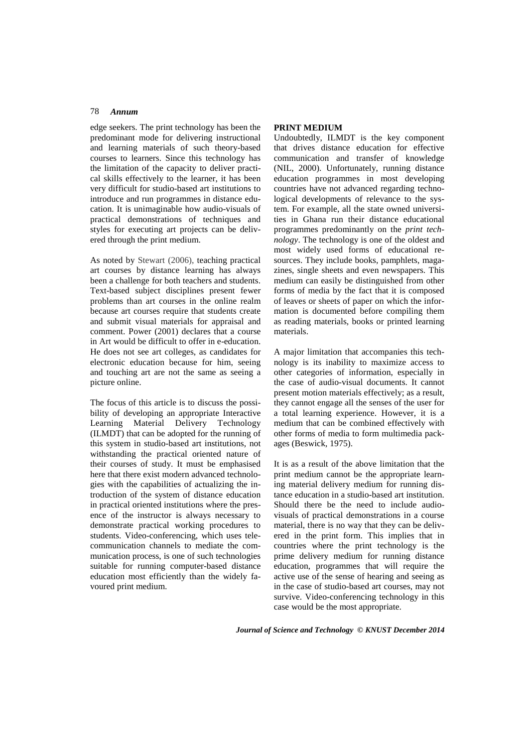edge seekers. The print technology has been the predominant mode for delivering instructional and learning materials of such theory-based courses to learners. Since this technology has the limitation of the capacity to deliver practical skills effectively to the learner, it has been very difficult for studio-based art institutions to introduce and run programmes in distance education. It is unimaginable how audio-visuals of practical demonstrations of techniques and styles for executing art projects can be delivered through the print medium.

As noted by Stewart (2006), teaching practical art courses by distance learning has always been a challenge for both teachers and students. Text-based subject disciplines present fewer problems than art courses in the online realm because art courses require that students create and submit visual materials for appraisal and comment. Power (2001) declares that a course in Art would be difficult to offer in e-education. He does not see art colleges, as candidates for electronic education because for him, seeing and touching art are not the same as seeing a picture online.

The focus of this article is to discuss the possibility of developing an appropriate Interactive Learning Material Delivery Technology (ILMDT) that can be adopted for the running of this system in studio-based art institutions, not withstanding the practical oriented nature of their courses of study. It must be emphasised here that there exist modern advanced technologies with the capabilities of actualizing the introduction of the system of distance education in practical oriented institutions where the presence of the instructor is always necessary to demonstrate practical working procedures to students. Video-conferencing, which uses telecommunication channels to mediate the communication process, is one of such technologies suitable for running computer-based distance education most efficiently than the widely favoured print medium.

## PRINT MEDIUM

Undoubtedly, ILMDT is the key component that drives distance education for effective communication and transfer of knowledge (NIL, 2000). Unfortunately, running distance education programmes in most developing countries have not advanced regarding technological developments of relevance to the system. For example, all the state owned universities in Ghana run their distance educational programmes predominantly on the *print technology*. The technology is one of the oldest and most widely used forms of educational resources. They include books, pamphlets, magazines, single sheets and even newspapers. This medium can easily be distinguished from other forms of media by the fact that it is composed of leaves or sheets of paper on which the information is documented before compiling them as reading materials, books or printed learning materials.

A major limitation that accompanies this technology is its inability to maximize access to other categories of information, especially in the case of audio-visual documents. It cannot present motion materials effectively; as a result, they cannot engage all the senses of the user for a total learning experience. However, it is a medium that can be combined effectively with other forms of media to form multimedia packages (Beswick, 1975).

It is as a result of the above limitation that the print medium cannot be the appropriate learning material delivery medium for running distance education in a studio-based art institution. Should there be the need to include audio-visuals of practical demonstrations in a course material, there is no way that they can be delivered in the print form. This implies that in countries where the print technology is the prime delivery medium for running distance education, programmes that will require the active use of the sense of hearing and seeing as in the case of studio-based art courses, may not survive. Video-conferencing technology in this case would be the most appropriate.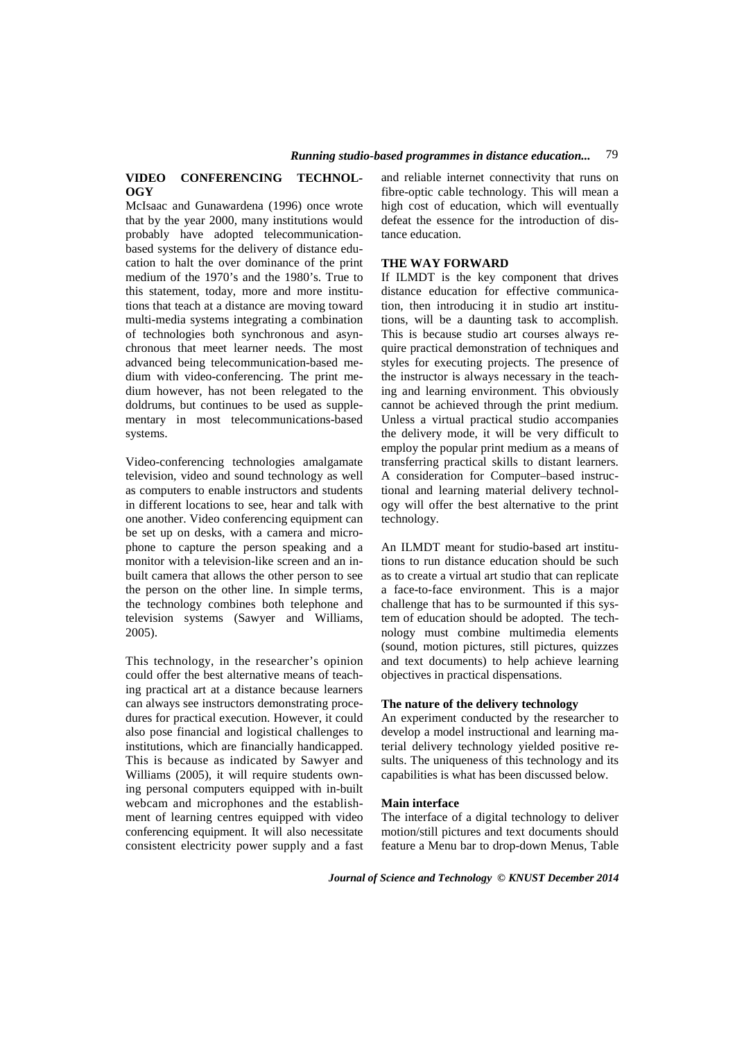## VIDEO CONFERENCING TECHNOLOGY

McIsaac and Gunawardena (1996) once wrote that by the year 2000, many institutions would probably have adopted telecommunication-based systems for the delivery of distance education to halt the over dominance of the print medium of the 1970's and the 1980's. True to this statement, today, more and more institutions that teach at a distance are moving toward multi-media systems integrating a combination of technologies both synchronous and asynchronous that meet learner needs. The most advanced being telecommunication-based medium with video-conferencing. The print medium however, has not been relegated to the doldrums, but continues to be used as supplementary in most telecommunications-based systems.

Video-conferencing technologies amalgamate television, video and sound technology as well as computers to enable instructors and students in different locations to see, hear and talk with one another. Video conferencing equipment can be set up on desks, with a camera and microphone to capture the person speaking and a monitor with a television-like screen and an in-built camera that allows the other person to see the person on the other line. In simple terms, the technology combines both telephone and television systems (Sawyer and Williams, 2005).

This technology, in the researcher's opinion could offer the best alternative means of teaching practical art at a distance because learners can always see instructors demonstrating procedures for practical execution. However, it could also pose financial and logistical challenges to institutions, which are financially handicapped. This is because as indicated by Sawyer and Williams (2005), it will require students owning personal computers equipped with in-built webcam and microphones and the establishment of learning centres equipped with video conferencing equipment. It will also necessitate consistent electricity power supply and a fast and reliable internet connectivity that runs on fibre-optic cable technology. This will mean a high cost of education, which will eventually defeat the essence for the introduction of distance education.

## THE WAY FORWARD

If ILMDT is the key component that drives distance education for effective communication, then introducing it in studio art institutions, will be a daunting task to accomplish. This is because studio art courses always require practical demonstration of techniques and styles for executing projects. The presence of the instructor is always necessary in the teaching and learning environment. This obviously cannot be achieved through the print medium. Unless a virtual practical studio accompanies the delivery mode, it will be very difficult to employ the popular print medium as a means of transferring practical skills to distant learners. A consideration for Computer–based instructional and learning material delivery technology will offer the best alternative to the print technology.

An ILMDT meant for studio-based art institutions to run distance education should be such as to create a virtual art studio that can replicate a face-to-face environment. This is a major challenge that has to be surmounted if this system of education should be adopted. The technology must combine multimedia elements (sound, motion pictures, still pictures, quizzes and text documents) to help achieve learning objectives in practical dispensations.

### The nature of the delivery technology

An experiment conducted by the researcher to develop a model instructional and learning material delivery technology yielded positive results. The uniqueness of this technology and its capabilities is what has been discussed below.

### Main interface

The interface of a digital technology to deliver motion/still pictures and text documents should feature a Menu bar to drop-down Menus, Table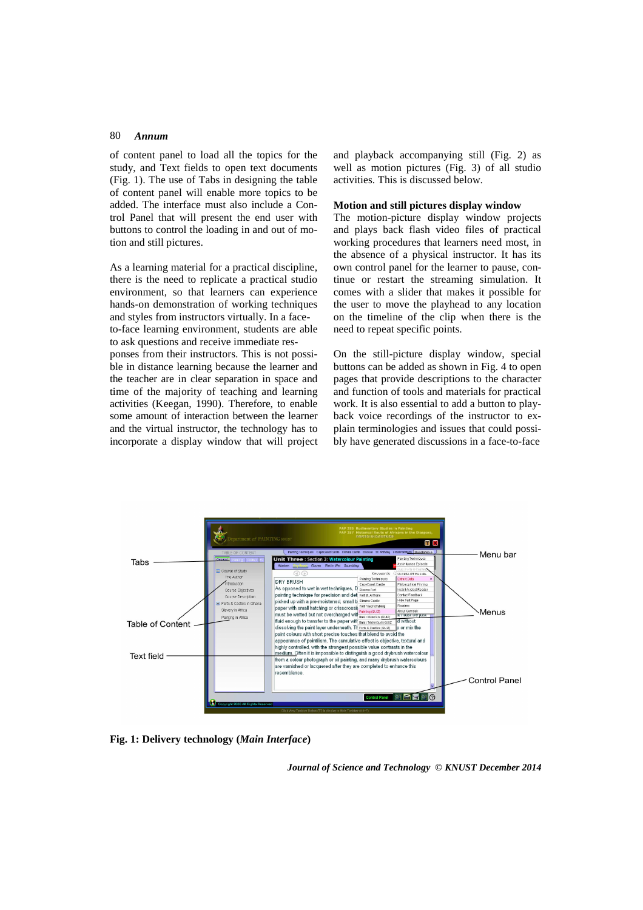of content panel to load all the topics for the study, and Text fields to open text documents (Fig. 1). The use of Tabs in designing the table of content panel will enable more topics to be added. The interface must also include a Control Panel that will present the end user with buttons to control the loading in and out of motion and still pictures.

As a learning material for a practical discipline, there is the need to replicate a practical studio environment, so that learners can experience hands-on demonstration of working techniques and styles from instructors virtually. In a face-to-face learning environment, students are able to ask questions and receive immediate responses from their instructors. This is not possible in distance learning because the learner and the teacher are in clear separation in space and time of the majority of teaching and learning activities (Keegan, 1990). Therefore, to enable some amount of interaction between the learner and the virtual instructor, the technology has to incorporate a display window that will project and playback accompanying still (Fig. 2) as well as motion pictures (Fig. 3) of all studio activities. This is discussed below.

**Motion and still pictures display window**

The motion-picture display window projects and plays back flash video files of practical working procedures that learners need most, in the absence of a physical instructor. It has its own control panel for the learner to pause, continue or restart the streaming simulation. It comes with a slider that makes it possible for the user to move the playhead to any location on the timeline of the clip when there is the need to repeat specific points.

On the still-picture display window, special buttons can be added as shown in Fig. 4 to open pages that provide descriptions to the character and function of tools and materials for practical work. It is also essential to add a button to playback voice recordings of the instructor to explain terminologies and issues that could possibly have generated discussions in a face-to-face

**Fig. 1: Delivery technology (*Main Interface*)**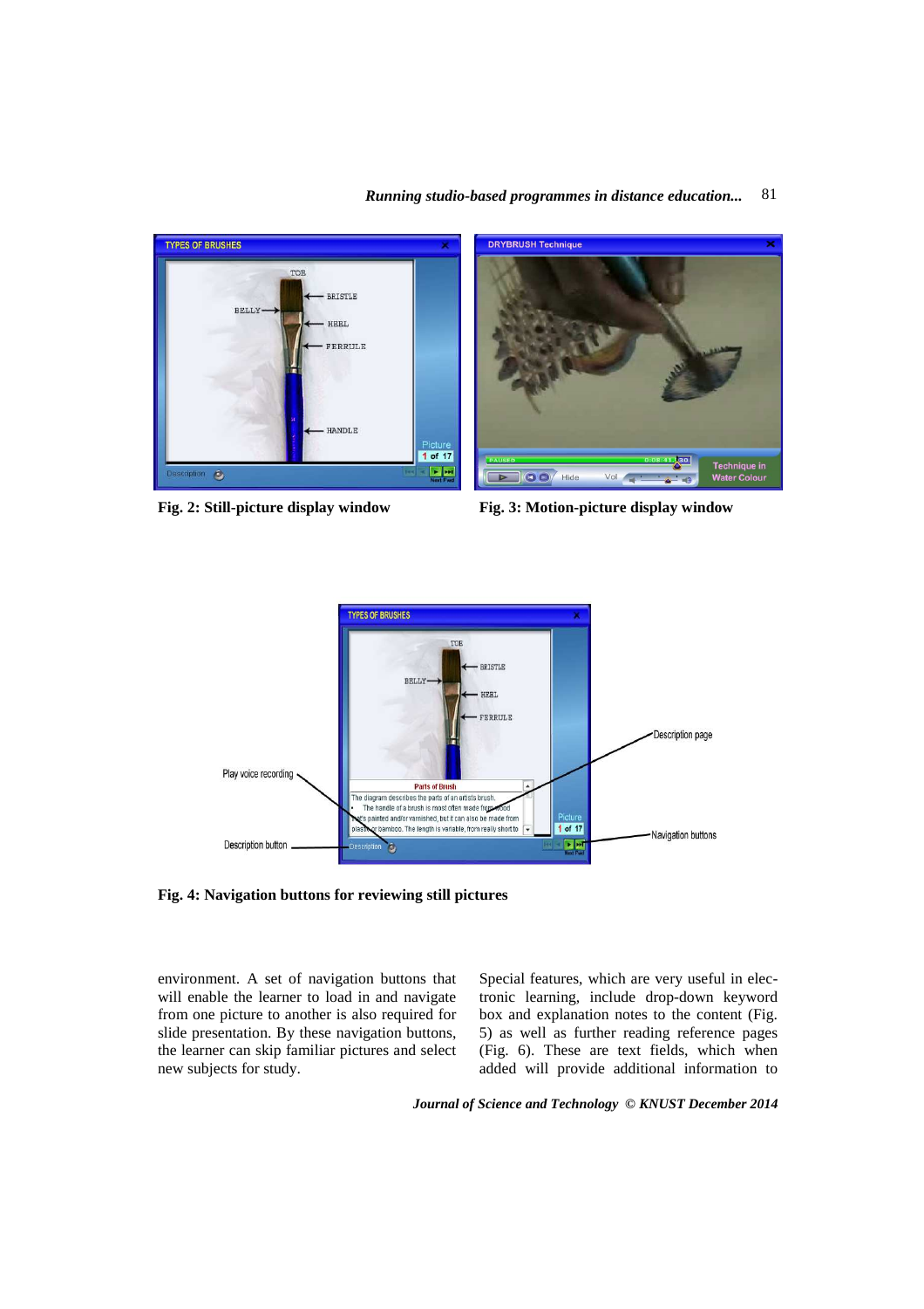Fig. 2: Still-picture display window

Fig. 3: Motion-picture display window

Fig. 4: Navigation buttons for reviewing still pictures

environment. A set of navigation buttons that will enable the learner to load in and navigate from one picture to another is also required for slide presentation. By these navigation buttons, the learner can skip familiar pictures and select new subjects for study.

Special features, which are very useful in electronic learning, include drop-down keyword box and explanation notes to the content (Fig. 5) as well as further reading reference pages (Fig. 6). These are text fields, which when added will provide additional information to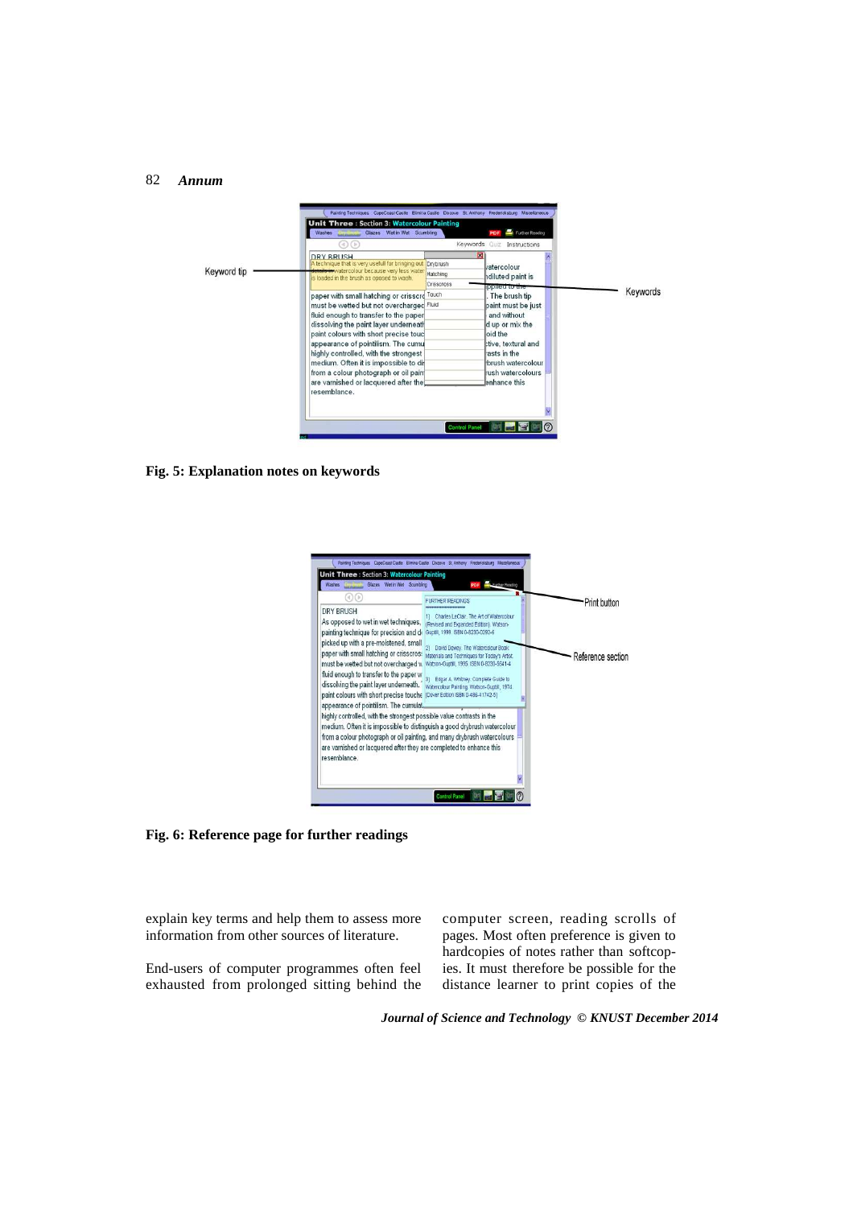Fig. 5: Explanation notes on keywords

Fig. 6: Reference page for further readings

explain key terms and help them to assess more information from other sources of literature.

End-users of computer programmes often feel exhausted from prolonged sitting behind the computer screen, reading scrolls of pages. Most often preference is given to hardcopies of notes rather than softcopies. It must therefore be possible for the distance learner to print copies of the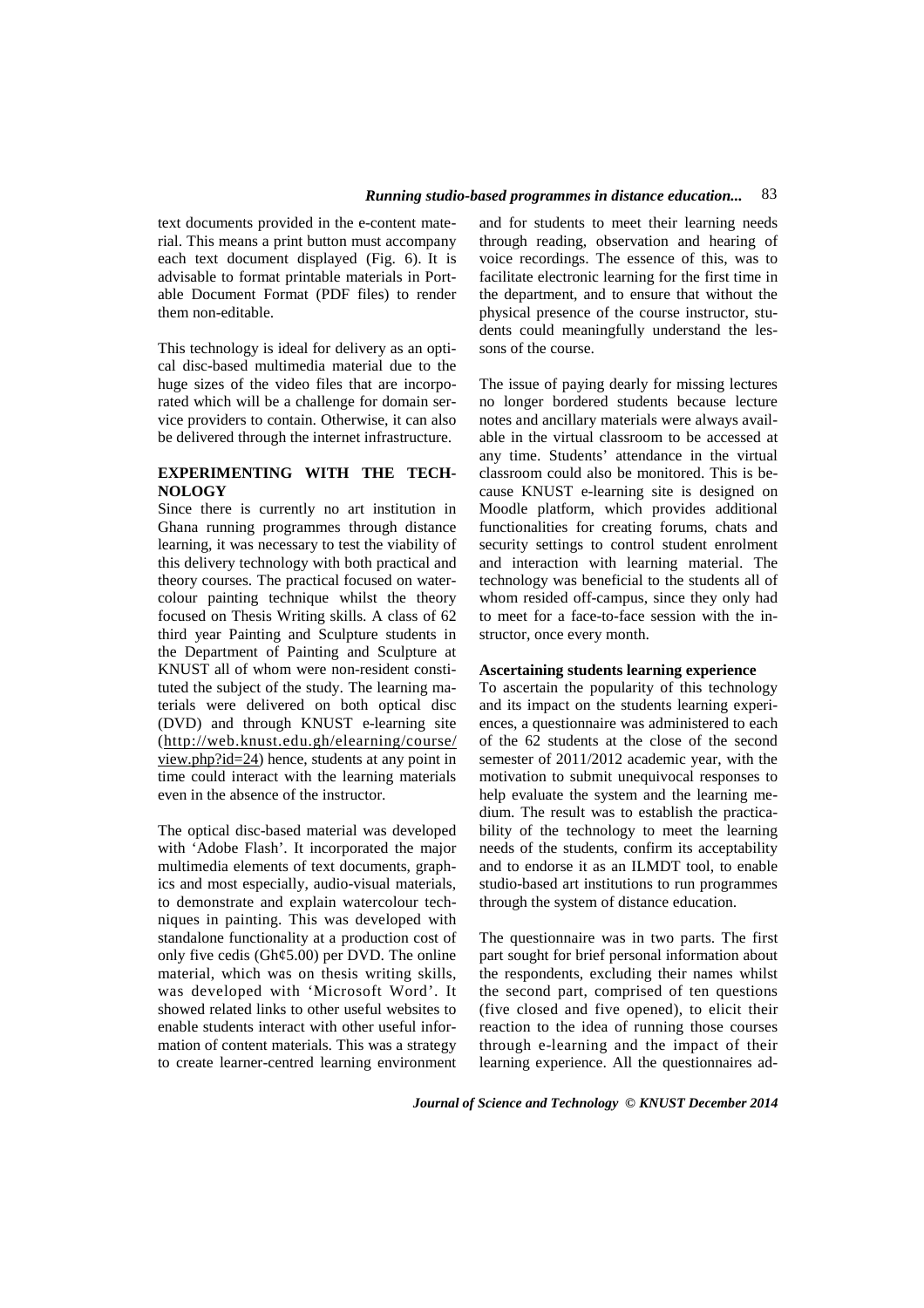text documents provided in the e-content material. This means a print button must accompany each text document displayed (Fig. 6). It is advisable to format printable materials in Portable Document Format (PDF files) to render them non-editable.

This technology is ideal for delivery as an optical disc-based multimedia material due to the huge sizes of the video files that are incorporated which will be a challenge for domain service providers to contain. Otherwise, it can also be delivered through the internet infrastructure.

## EXPERIMENTING WITH THE TECHNOLOGY

Since there is currently no art institution in Ghana running programmes through distance learning, it was necessary to test the viability of this delivery technology with both practical and theory courses. The practical focused on watercolour painting technique whilst the theory focused on Thesis Writing skills. A class of 62 third year Painting and Sculpture students in the Department of Painting and Sculpture at KNUST all of whom were non-resident constituted the subject of the study. The learning materials were delivered on both optical disc (DVD) and through KNUST e-learning site (http://web.knust.edu.gh/elearning/course/view.php?id=24) hence, students at any point in time could interact with the learning materials even in the absence of the instructor.

The optical disc-based material was developed with 'Adobe Flash'. It incorporated the major multimedia elements of text documents, graphics and most especially, audio-visual materials, to demonstrate and explain watercolour techniques in painting. This was developed with standalone functionality at a production cost of only five cedis (Gh¢5.00) per DVD. The online material, which was on thesis writing skills, was developed with 'Microsoft Word'. It showed related links to other useful websites to enable students interact with other useful information of content materials. This was a strategy to create learner-centred learning environment and for students to meet their learning needs through reading, observation and hearing of voice recordings. The essence of this, was to facilitate electronic learning for the first time in the department, and to ensure that without the physical presence of the course instructor, students could meaningfully understand the lessons of the course.

The issue of paying dearly for missing lectures no longer bordered students because lecture notes and ancillary materials were always available in the virtual classroom to be accessed at any time. Students' attendance in the virtual classroom could also be monitored. This is because KNUST e-learning site is designed on Moodle platform, which provides additional functionalities for creating forums, chats and security settings to control student enrolment and interaction with learning material. The technology was beneficial to the students all of whom resided off-campus, since they only had to meet for a face-to-face session with the instructor, once every month.

### Ascertaining students learning experience

To ascertain the popularity of this technology and its impact on the students learning experiences, a questionnaire was administered to each of the 62 students at the close of the second semester of 2011/2012 academic year, with the motivation to submit unequivocal responses to help evaluate the system and the learning medium. The result was to establish the practicability of the technology to meet the learning needs of the students, confirm its acceptability and to endorse it as an ILMDT tool, to enable studio-based art institutions to run programmes through the system of distance education.

The questionnaire was in two parts. The first part sought for brief personal information about the respondents, excluding their names whilst the second part, comprised of ten questions (five closed and five opened), to elicit their reaction to the idea of running those courses through e-learning and the impact of their learning experience. All the questionnaires ad-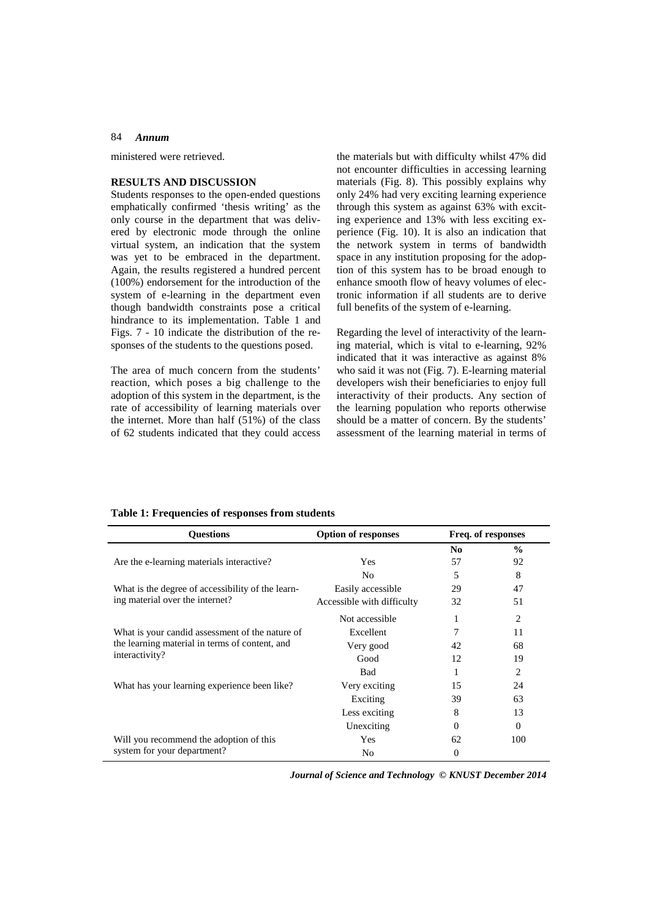ministered were retrieved.

**RESULTS AND DISCUSSION**

Students responses to the open-ended questions emphatically confirmed 'thesis writing' as the only course in the department that was delivered by electronic mode through the online virtual system, an indication that the system was yet to be embraced in the department. Again, the results registered a hundred percent (100%) endorsement for the introduction of the system of e-learning in the department even though bandwidth constraints pose a critical hindrance to its implementation. Table 1 and Figs. 7 - 10 indicate the distribution of the responses of the students to the questions posed.

The area of much concern from the students' reaction, which poses a big challenge to the adoption of this system in the department, is the rate of accessibility of learning materials over the internet. More than half (51%) of the class of 62 students indicated that they could access the materials but with difficulty whilst 47% did not encounter difficulties in accessing learning materials (Fig. 8). This possibly explains why only 24% had very exciting learning experience through this system as against 63% with exciting experience and 13% with less exciting experience (Fig. 10). It is also an indication that the network system in terms of bandwidth space in any institution proposing for the adoption of this system has to be broad enough to enhance smooth flow of heavy volumes of electronic information if all students are to derive full benefits of the system of e-learning.

Regarding the level of interactivity of the learning material, which is vital to e-learning, 92% indicated that it was interactive as against 8% who said it was not (Fig. 7). E-learning material developers wish their beneficiaries to enjoy full interactivity of their products. Any section of the learning population who reports otherwise should be a matter of concern. By the students' assessment of the learning material in terms of

**Table 1: Frequencies of responses from students**

| Questions | Option of responses | Freq. of responses | |
|---|---|---|---|
| | | **No** | **%** |
| Are the e-learning materials interactive? | Yes | 57 | 92 |
| | No | 5 | 8 |
| What is the degree of accessibility of the learning material over the internet? | Easily accessible | 29 | 47 |
| | Accessible with difficulty | 32 | 51 |
| | Not accessible | 1 | 2 |
| What is your candid assessment of the nature of the learning material in terms of content, and interactivity? | Excellent | 7 | 11 |
| | Very good | 42 | 68 |
| | Good | 12 | 19 |
| | Bad | 1 | 2 |
| What has your learning experience been like? | Very exciting | 15 | 24 |
| | Exciting | 39 | 63 |
| | Less exciting | 8 | 13 |
| | Unexciting | 0 | 0 |
| Will you recommend the adoption of this system for your department? | Yes | 62 | 100 |
| | No | 0 | |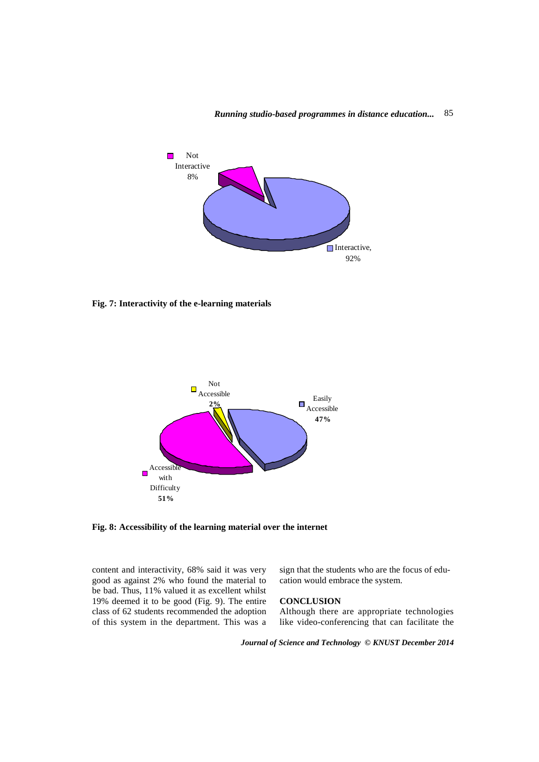Fig. 7: Interactivity of the e-learning materials

Fig. 8: Accessibility of the learning material over the internet

content and interactivity, 68% said it was very good as against 2% who found the material to be bad. Thus, 11% valued it as excellent whilst 19% deemed it to be good (Fig. 9). The entire class of 62 students recommended the adoption of this system in the department. This was a sign that the students who are the focus of education would embrace the system.

## CONCLUSION

Although there are appropriate technologies like video-conferencing that can facilitate the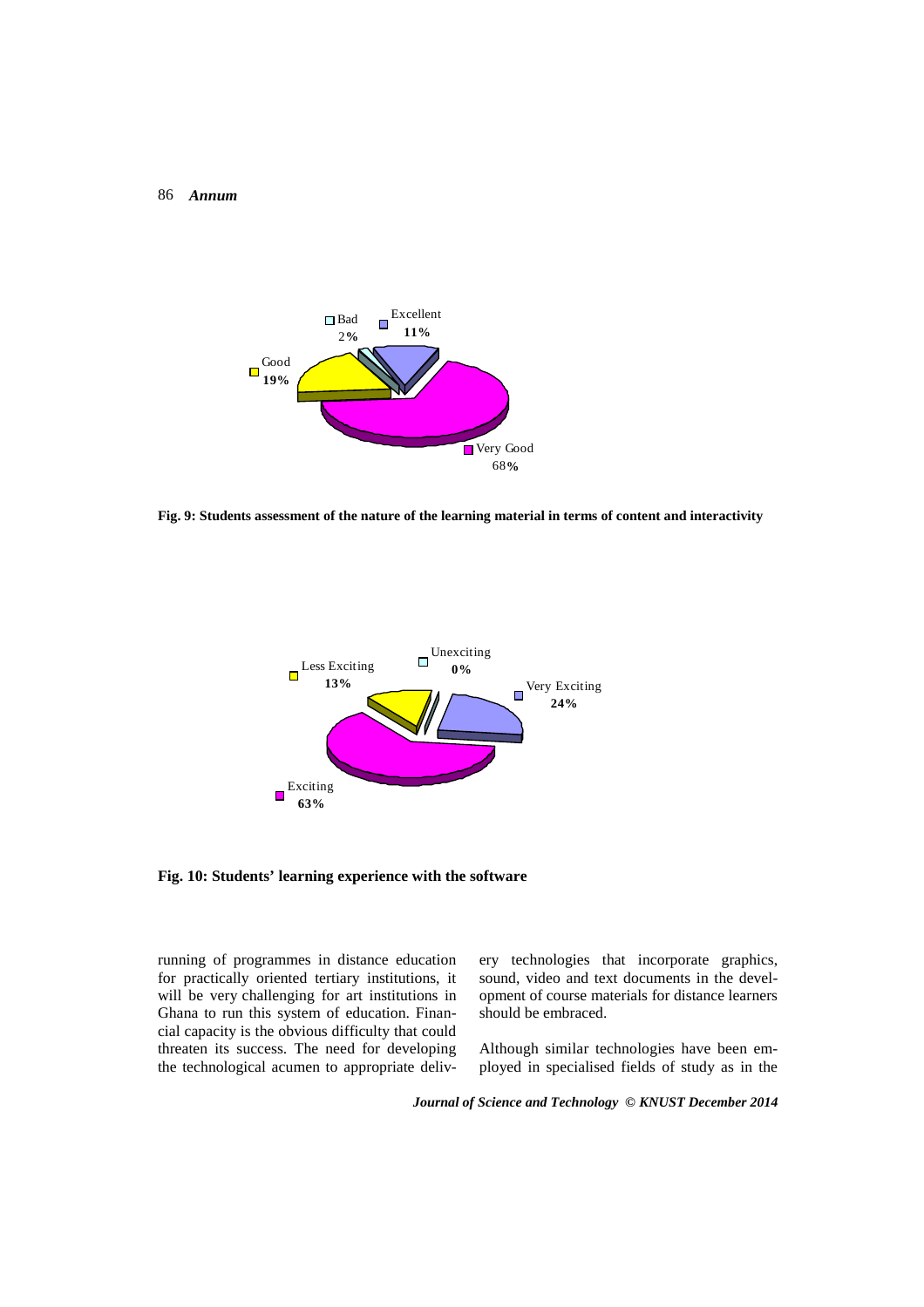**Fig. 9: Students assessment of the nature of the learning material in terms of content and interactivity**

**Fig. 10: Students' learning experience with the software**

running of programmes in distance education for practically oriented tertiary institutions, it will be very challenging for art institutions in Ghana to run this system of education. Financial capacity is the obvious difficulty that could threaten its success. The need for developing the technological acumen to appropriate delivery technologies that incorporate graphics, sound, video and text documents in the development of course materials for distance learners should be embraced.

Although similar technologies have been employed in specialised fields of study as in the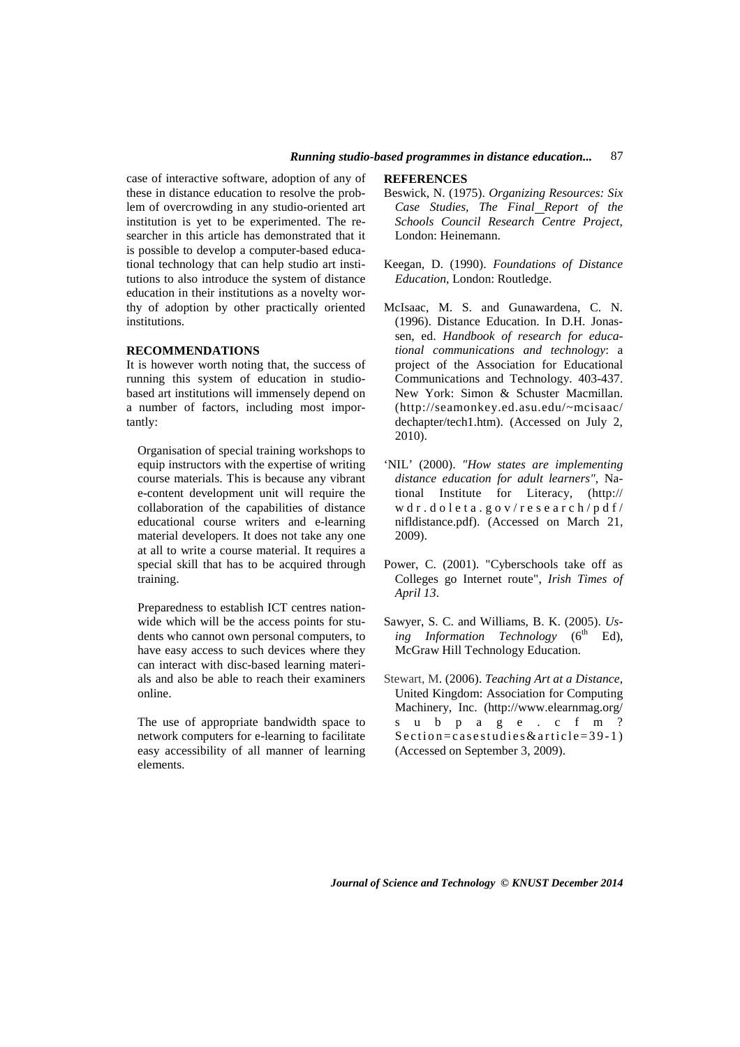case of interactive software, adoption of any of these in distance education to resolve the problem of overcrowding in any studio-oriented art institution is yet to be experimented. The researcher in this article has demonstrated that it is possible to develop a computer-based educational technology that can help studio art institutions to also introduce the system of distance education in their institutions as a novelty worthy of adoption by other practically oriented institutions.

## RECOMMENDATIONS

It is however worth noting that, the success of running this system of education in studio-based art institutions will immensely depend on a number of factors, including most importantly:

Organisation of special training workshops to equip instructors with the expertise of writing course materials. This is because any vibrant e-content development unit will require the collaboration of the capabilities of distance educational course writers and e-learning material developers. It does not take any one at all to write a course material. It requires a special skill that has to be acquired through training.

Preparedness to establish ICT centres nationwide which will be the access points for students who cannot own personal computers, to have easy access to such devices where they can interact with disc-based learning materials and also be able to reach their examiners online.

The use of appropriate bandwidth space to network computers for e-learning to facilitate easy accessibility of all manner of learning elements.

## REFERENCES

Beswick, N. (1975). *Organizing Resources: Six Case Studies, The Final Report of the Schools Council Research Centre Project*, London: Heinemann.

Keegan, D. (1990). *Foundations of Distance Education*, London: Routledge.

McIsaac, M. S. and Gunawardena, C. N. (1996). Distance Education. In D.H. Jonassen, ed. *Handbook of research for educational communications and technology*: a project of the Association for Educational Communications and Technology. 403-437. New York: Simon & Schuster Macmillan. (http://seamonkey.ed.asu.edu/~mcisaac/dechapter/tech1.htm). (Accessed on July 2, 2010).

'NIL' (2000). *"How states are implementing distance education for adult learners"*, National Institute for Literacy, (http://wdr.doleta.gov/research/pdf/nifldistance.pdf). (Accessed on March 21, 2009).

Power, C. (2001). "Cyberschools take off as Colleges go Internet route", *Irish Times of April 13*.

Sawyer, S. C. and Williams, B. K. (2005). *Using Information Technology* (6th Ed), McGraw Hill Technology Education.

Stewart, M. (2006). *Teaching Art at a Distance*, United Kingdom: Association for Computing Machinery, Inc. (http://www.elearnmag.org/subpage.cfm?Section=casestudies&article=39-1) (Accessed on September 3, 2009).